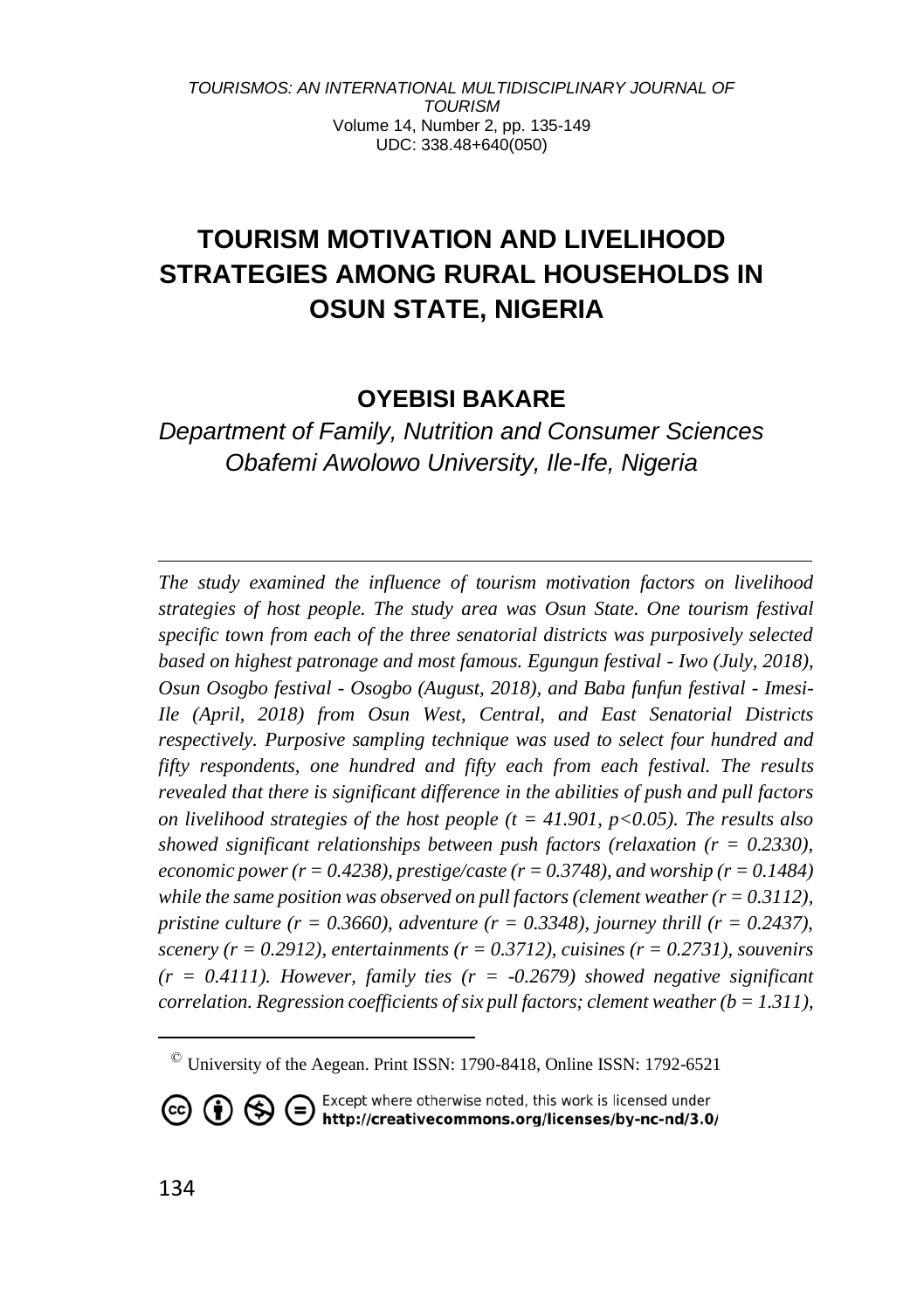# TOURISM MOTIVATION AND LIVELIHOOD STRATEGIES AMONG RURAL HOUSEHOLDS IN OSUN STATE, NIGERIA

**OYEBISI BAKARE**

*Department of Family, Nutrition and Consumer Sciences Obafemi Awolowo University, Ile-Ife, Nigeria*

*The study examined the influence of tourism motivation factors on livelihood strategies of host people. The study area was Osun State. One tourism festival specific town from each of the three senatorial districts was purposively selected based on highest patronage and most famous. Egungun festival - Iwo (July, 2018), Osun Osogbo festival - Osogbo (August, 2018), and Baba funfun festival - Imesi-Ile (April, 2018) from Osun West, Central, and East Senatorial Districts respectively. Purposive sampling technique was used to select four hundred and fifty respondents, one hundred and fifty each from each festival. The results revealed that there is significant difference in the abilities of push and pull factors on livelihood strategies of the host people ($t = 41.901$, $p<0.05$). The results also showed significant relationships between push factors (relaxation ($r = 0.2330$), economic power ($r = 0.4238$), prestige/caste ($r = 0.3748$), and worship ($r = 0.1484$) while the same position was observed on pull factors (clement weather ($r = 0.3112$), pristine culture ($r = 0.3660$), adventure ($r = 0.3348$), journey thrill ($r = 0.2437$), scenery ($r = 0.2912$), entertainments ($r = 0.3712$), cuisines ($r = 0.2731$), souvenirs ($r = 0.4111$). However, family ties ($r = -0.2679$) showed negative significant correlation. Regression coefficients of six pull factors; clement weather ($b = 1.311$),*

© University of the Aegean. Print ISSN: 1790-8418, Online ISSN: 1792-6521

Except where otherwise noted, this work is licensed under http://creativecommons.org/licenses/by-nc-nd/3.0/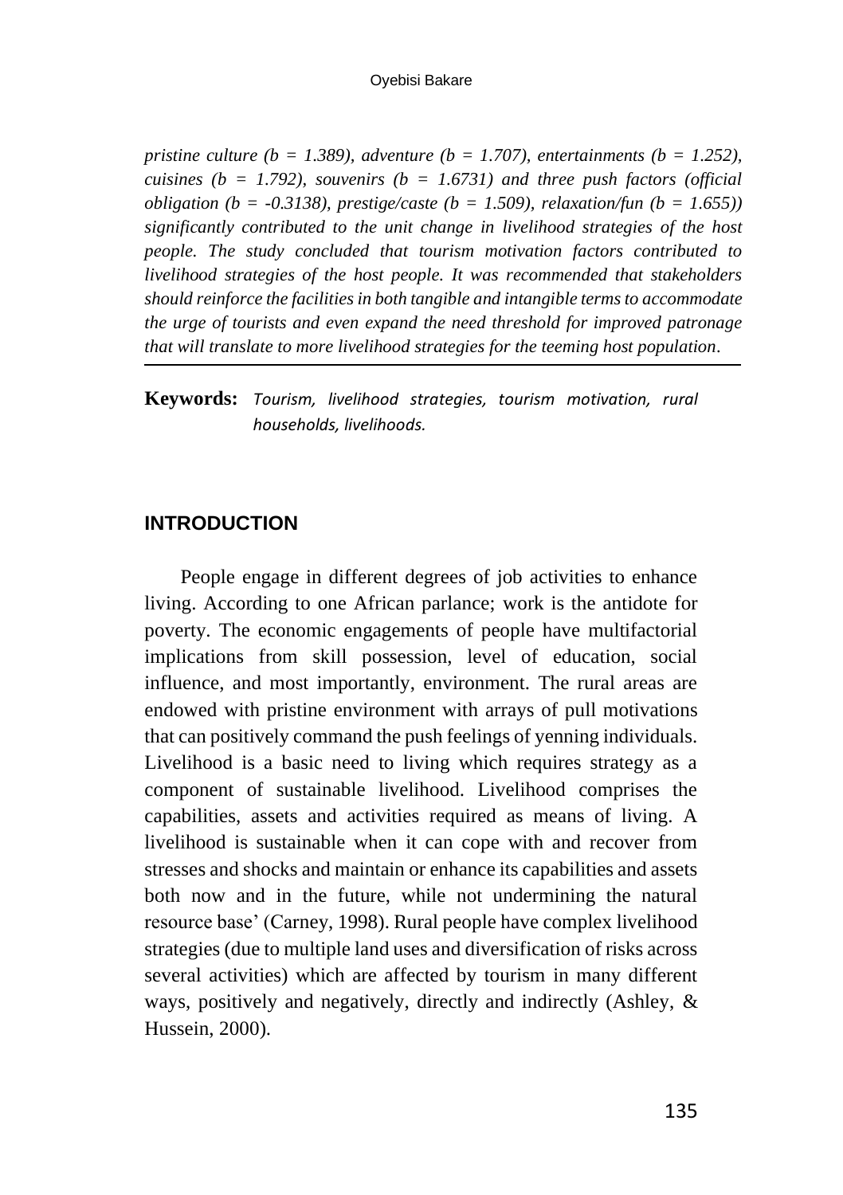*pristine culture ($b = 1.389$), adventure ($b = 1.707$), entertainments ($b = 1.252$), cuisines ($b = 1.792$), souvenirs ($b = 1.6731$) and three push factors (official obligation ($b = -0.3138$), prestige/caste ($b = 1.509$), relaxation/fun ($b = 1.655$)) significantly contributed to the unit change in livelihood strategies of the host people. The study concluded that tourism motivation factors contributed to livelihood strategies of the host people. It was recommended that stakeholders should reinforce the facilities in both tangible and intangible terms to accommodate the urge of tourists and even expand the need threshold for improved patronage that will translate to more livelihood strategies for the teeming host population*.

**Keywords:** *Tourism, livelihood strategies, tourism motivation, rural households, livelihoods.*

## INTRODUCTION

People engage in different degrees of job activities to enhance living. According to one African parlance; work is the antidote for poverty. The economic engagements of people have multifactorial implications from skill possession, level of education, social influence, and most importantly, environment. The rural areas are endowed with pristine environment with arrays of pull motivations that can positively command the push feelings of yenning individuals. Livelihood is a basic need to living which requires strategy as a component of sustainable livelihood. Livelihood comprises the capabilities, assets and activities required as means of living. A livelihood is sustainable when it can cope with and recover from stresses and shocks and maintain or enhance its capabilities and assets both now and in the future, while not undermining the natural resource base' (Carney, 1998). Rural people have complex livelihood strategies (due to multiple land uses and diversification of risks across several activities) which are affected by tourism in many different ways, positively and negatively, directly and indirectly (Ashley, & Hussein, 2000).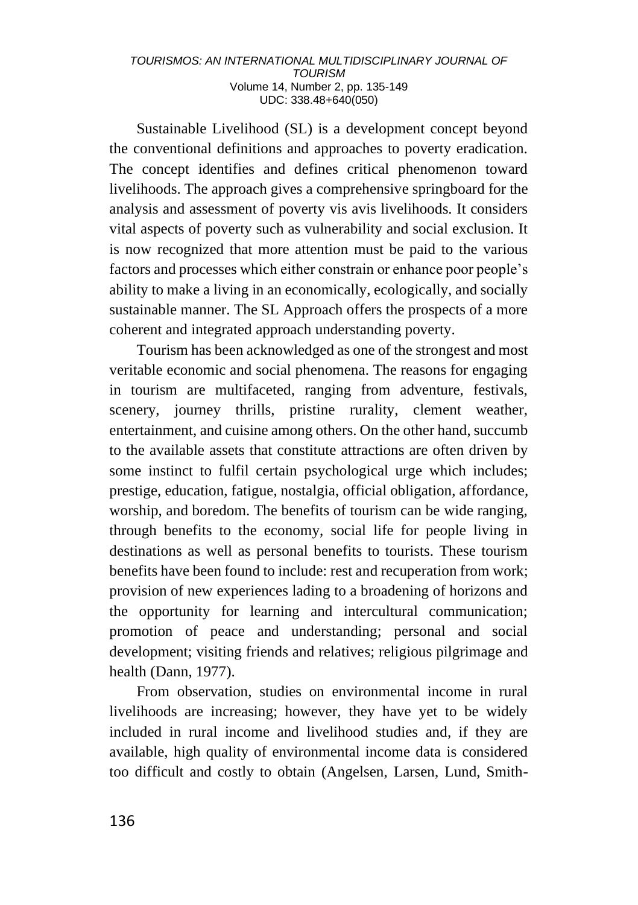Sustainable Livelihood (SL) is a development concept beyond the conventional definitions and approaches to poverty eradication. The concept identifies and defines critical phenomenon toward livelihoods. The approach gives a comprehensive springboard for the analysis and assessment of poverty vis avis livelihoods. It considers vital aspects of poverty such as vulnerability and social exclusion. It is now recognized that more attention must be paid to the various factors and processes which either constrain or enhance poor people's ability to make a living in an economically, ecologically, and socially sustainable manner. The SL Approach offers the prospects of a more coherent and integrated approach understanding poverty.

Tourism has been acknowledged as one of the strongest and most veritable economic and social phenomena. The reasons for engaging in tourism are multifaceted, ranging from adventure, festivals, scenery, journey thrills, pristine rurality, clement weather, entertainment, and cuisine among others. On the other hand, succumb to the available assets that constitute attractions are often driven by some instinct to fulfil certain psychological urge which includes; prestige, education, fatigue, nostalgia, official obligation, affordance, worship, and boredom. The benefits of tourism can be wide ranging, through benefits to the economy, social life for people living in destinations as well as personal benefits to tourists. These tourism benefits have been found to include: rest and recuperation from work; provision of new experiences lading to a broadening of horizons and the opportunity for learning and intercultural communication; promotion of peace and understanding; personal and social development; visiting friends and relatives; religious pilgrimage and health (Dann, 1977).

From observation, studies on environmental income in rural livelihoods are increasing; however, they have yet to be widely included in rural income and livelihood studies and, if they are available, high quality of environmental income data is considered too difficult and costly to obtain (Angelsen, Larsen, Lund, Smith-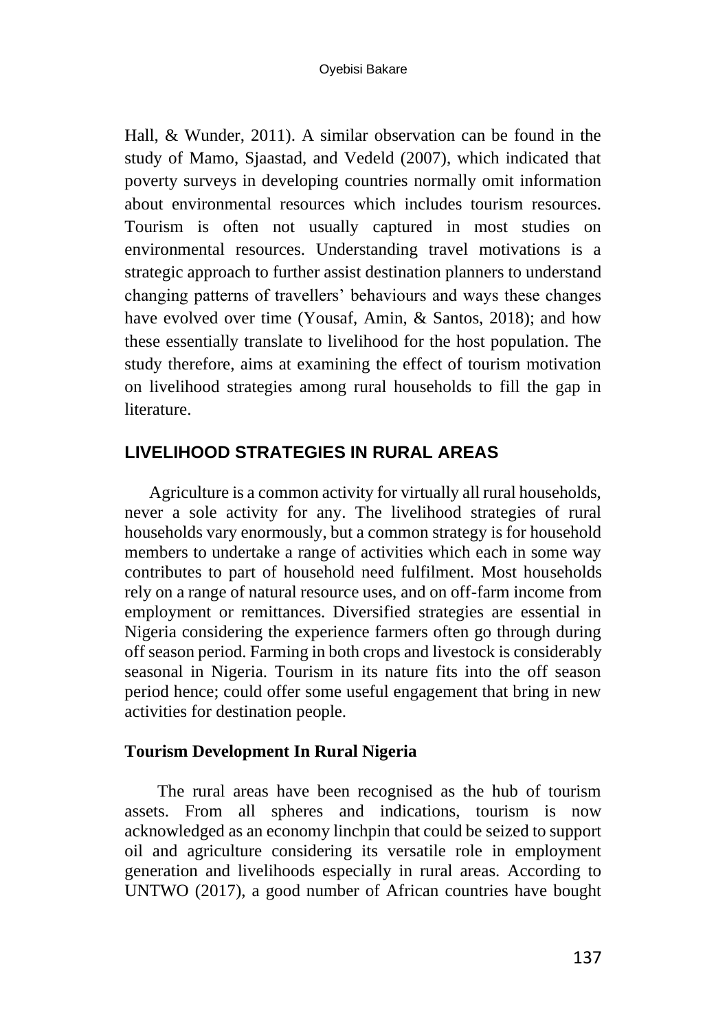Hall, & Wunder, 2011). A similar observation can be found in the study of Mamo, Sjaastad, and Vedeld (2007), which indicated that poverty surveys in developing countries normally omit information about environmental resources which includes tourism resources. Tourism is often not usually captured in most studies on environmental resources. Understanding travel motivations is a strategic approach to further assist destination planners to understand changing patterns of travellers' behaviours and ways these changes have evolved over time (Yousaf, Amin, & Santos, 2018); and how these essentially translate to livelihood for the host population. The study therefore, aims at examining the effect of tourism motivation on livelihood strategies among rural households to fill the gap in literature.

## LIVELIHOOD STRATEGIES IN RURAL AREAS

Agriculture is a common activity for virtually all rural households, never a sole activity for any. The livelihood strategies of rural households vary enormously, but a common strategy is for household members to undertake a range of activities which each in some way contributes to part of household need fulfilment. Most households rely on a range of natural resource uses, and on off-farm income from employment or remittances. Diversified strategies are essential in Nigeria considering the experience farmers often go through during off season period. Farming in both crops and livestock is considerably seasonal in Nigeria. Tourism in its nature fits into the off season period hence; could offer some useful engagement that bring in new activities for destination people.

### Tourism Development In Rural Nigeria

The rural areas have been recognised as the hub of tourism assets. From all spheres and indications, tourism is now acknowledged as an economy linchpin that could be seized to support oil and agriculture considering its versatile role in employment generation and livelihoods especially in rural areas. According to UNTWO (2017), a good number of African countries have bought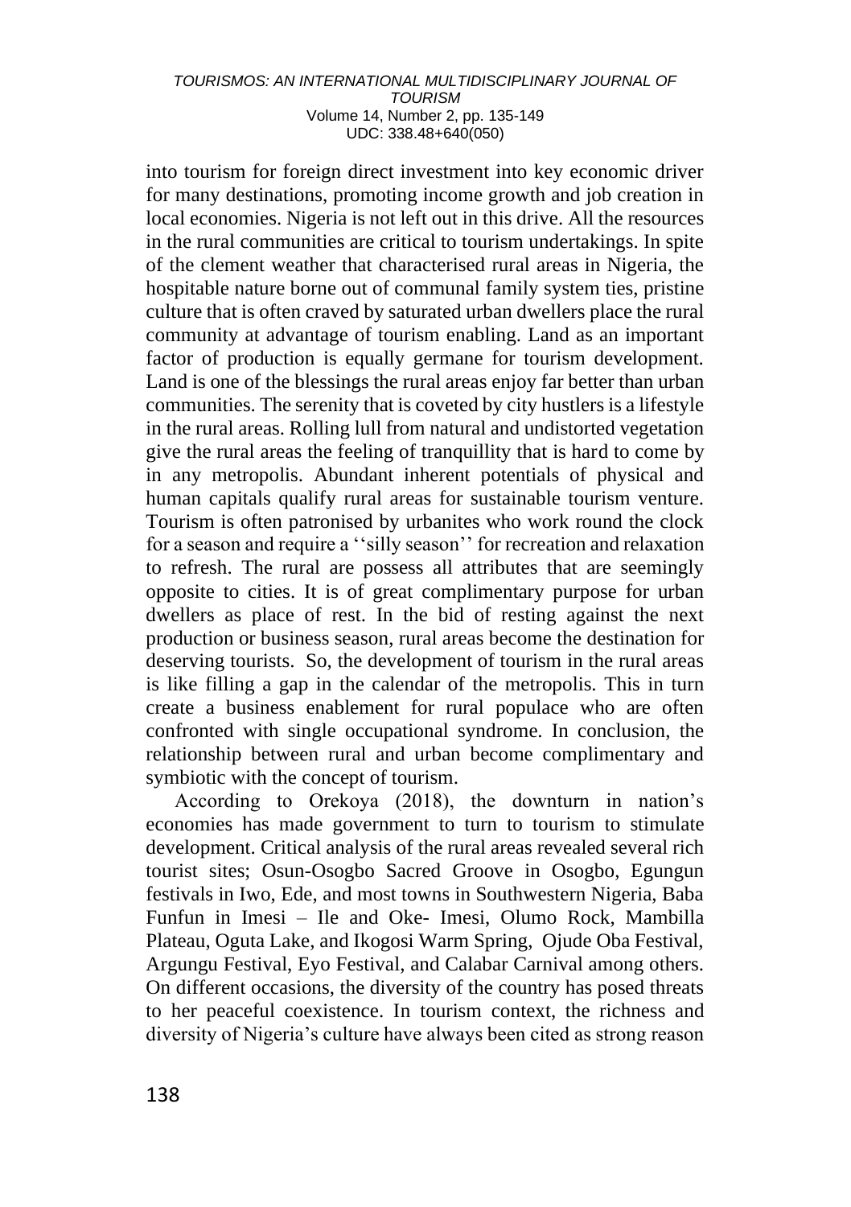into tourism for foreign direct investment into key economic driver for many destinations, promoting income growth and job creation in local economies. Nigeria is not left out in this drive. All the resources in the rural communities are critical to tourism undertakings. In spite of the clement weather that characterised rural areas in Nigeria, the hospitable nature borne out of communal family system ties, pristine culture that is often craved by saturated urban dwellers place the rural community at advantage of tourism enabling. Land as an important factor of production is equally germane for tourism development. Land is one of the blessings the rural areas enjoy far better than urban communities. The serenity that is coveted by city hustlers is a lifestyle in the rural areas. Rolling lull from natural and undistorted vegetation give the rural areas the feeling of tranquillity that is hard to come by in any metropolis. Abundant inherent potentials of physical and human capitals qualify rural areas for sustainable tourism venture. Tourism is often patronised by urbanites who work round the clock for a season and require a ''silly season'' for recreation and relaxation to refresh. The rural are possess all attributes that are seemingly opposite to cities. It is of great complimentary purpose for urban dwellers as place of rest. In the bid of resting against the next production or business season, rural areas become the destination for deserving tourists. So, the development of tourism in the rural areas is like filling a gap in the calendar of the metropolis. This in turn create a business enablement for rural populace who are often confronted with single occupational syndrome. In conclusion, the relationship between rural and urban become complimentary and symbiotic with the concept of tourism.

According to Orekoya (2018), the downturn in nation's economies has made government to turn to tourism to stimulate development. Critical analysis of the rural areas revealed several rich tourist sites; Osun-Osogbo Sacred Groove in Osogbo, Egungun festivals in Iwo, Ede, and most towns in Southwestern Nigeria, Baba Funfun in Imesi – Ile and Oke- Imesi, Olumo Rock, Mambilla Plateau, Oguta Lake, and Ikogosi Warm Spring, Ojude Oba Festival, Argungu Festival, Eyo Festival, and Calabar Carnival among others. On different occasions, the diversity of the country has posed threats to her peaceful coexistence. In tourism context, the richness and diversity of Nigeria's culture have always been cited as strong reason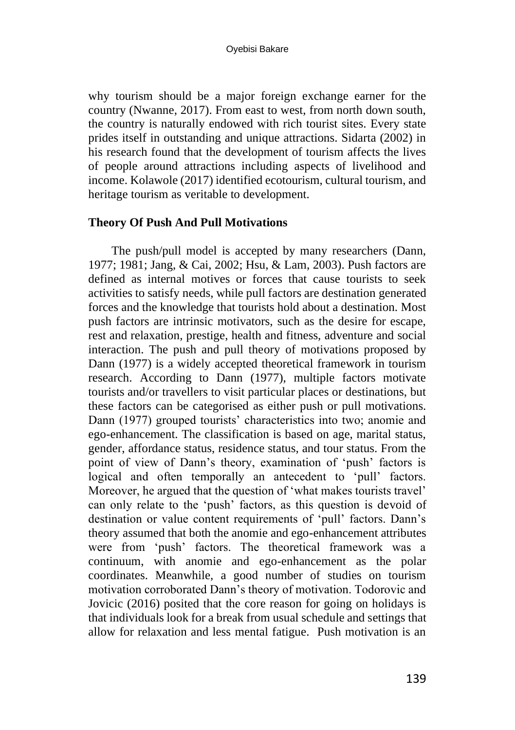why tourism should be a major foreign exchange earner for the country (Nwanne, 2017). From east to west, from north down south, the country is naturally endowed with rich tourist sites. Every state prides itself in outstanding and unique attractions. Sidarta (2002) in his research found that the development of tourism affects the lives of people around attractions including aspects of livelihood and income. Kolawole (2017) identified ecotourism, cultural tourism, and heritage tourism as veritable to development.

## Theory Of Push And Pull Motivations

The push/pull model is accepted by many researchers (Dann, 1977; 1981; Jang, & Cai, 2002; Hsu, & Lam, 2003). Push factors are defined as internal motives or forces that cause tourists to seek activities to satisfy needs, while pull factors are destination generated forces and the knowledge that tourists hold about a destination. Most push factors are intrinsic motivators, such as the desire for escape, rest and relaxation, prestige, health and fitness, adventure and social interaction. The push and pull theory of motivations proposed by Dann (1977) is a widely accepted theoretical framework in tourism research. According to Dann (1977), multiple factors motivate tourists and/or travellers to visit particular places or destinations, but these factors can be categorised as either push or pull motivations. Dann (1977) grouped tourists' characteristics into two; anomie and ego-enhancement. The classification is based on age, marital status, gender, affordance status, residence status, and tour status. From the point of view of Dann's theory, examination of 'push' factors is logical and often temporally an antecedent to 'pull' factors. Moreover, he argued that the question of 'what makes tourists travel' can only relate to the 'push' factors, as this question is devoid of destination or value content requirements of 'pull' factors. Dann's theory assumed that both the anomie and ego-enhancement attributes were from 'push' factors. The theoretical framework was a continuum, with anomie and ego-enhancement as the polar coordinates. Meanwhile, a good number of studies on tourism motivation corroborated Dann's theory of motivation. Todorovic and Jovicic (2016) posited that the core reason for going on holidays is that individuals look for a break from usual schedule and settings that allow for relaxation and less mental fatigue. Push motivation is an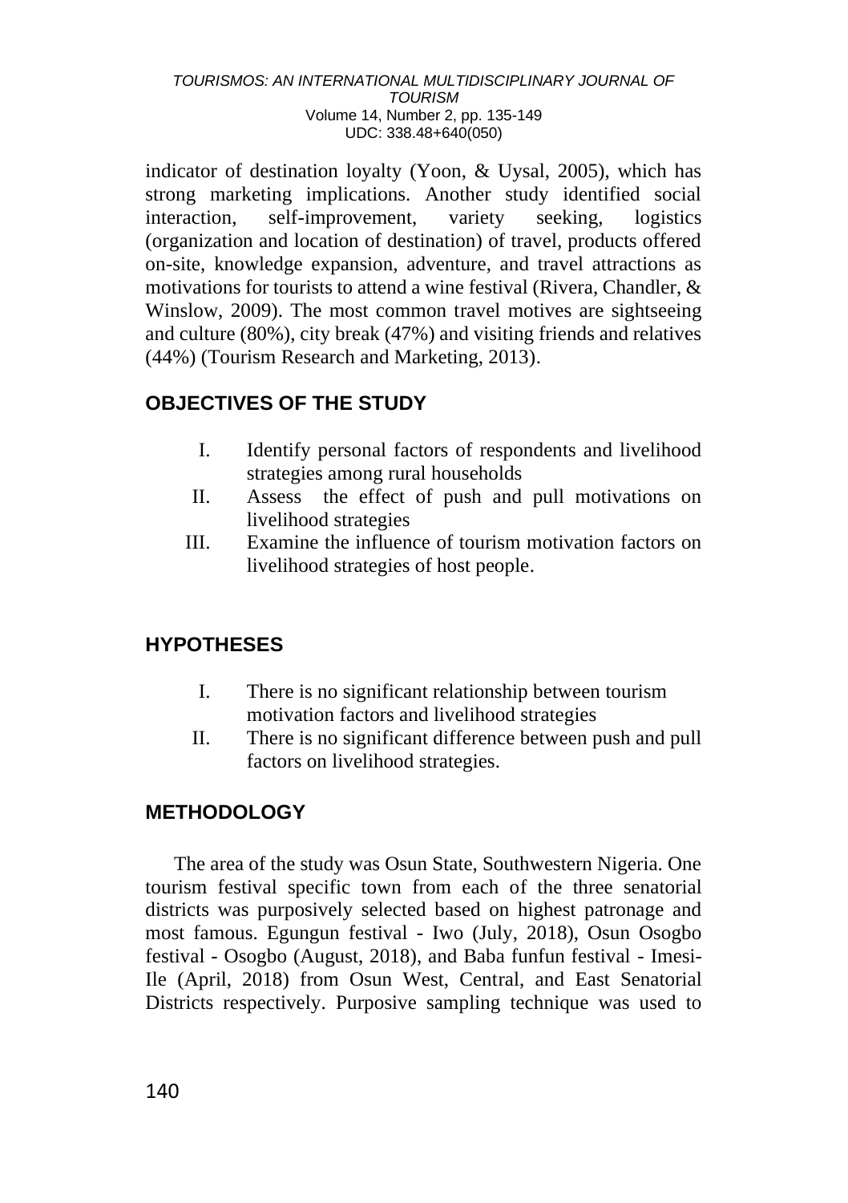indicator of destination loyalty (Yoon, & Uysal, 2005), which has strong marketing implications. Another study identified social interaction, self-improvement, variety seeking, logistics (organization and location of destination) of travel, products offered on-site, knowledge expansion, adventure, and travel attractions as motivations for tourists to attend a wine festival (Rivera, Chandler, & Winslow, 2009). The most common travel motives are sightseeing and culture (80%), city break (47%) and visiting friends and relatives (44%) (Tourism Research and Marketing, 2013).

## OBJECTIVES OF THE STUDY

I. Identify personal factors of respondents and livelihood strategies among rural households
II. Assess the effect of push and pull motivations on livelihood strategies
III. Examine the influence of tourism motivation factors on livelihood strategies of host people.

## HYPOTHESES

I. There is no significant relationship between tourism motivation factors and livelihood strategies
II. There is no significant difference between push and pull factors on livelihood strategies.

## METHODOLOGY

The area of the study was Osun State, Southwestern Nigeria. One tourism festival specific town from each of the three senatorial districts was purposively selected based on highest patronage and most famous. Egungun festival - Iwo (July, 2018), Osun Osogbo festival - Osogbo (August, 2018), and Baba funfun festival - Imesi-Ile (April, 2018) from Osun West, Central, and East Senatorial Districts respectively. Purposive sampling technique was used to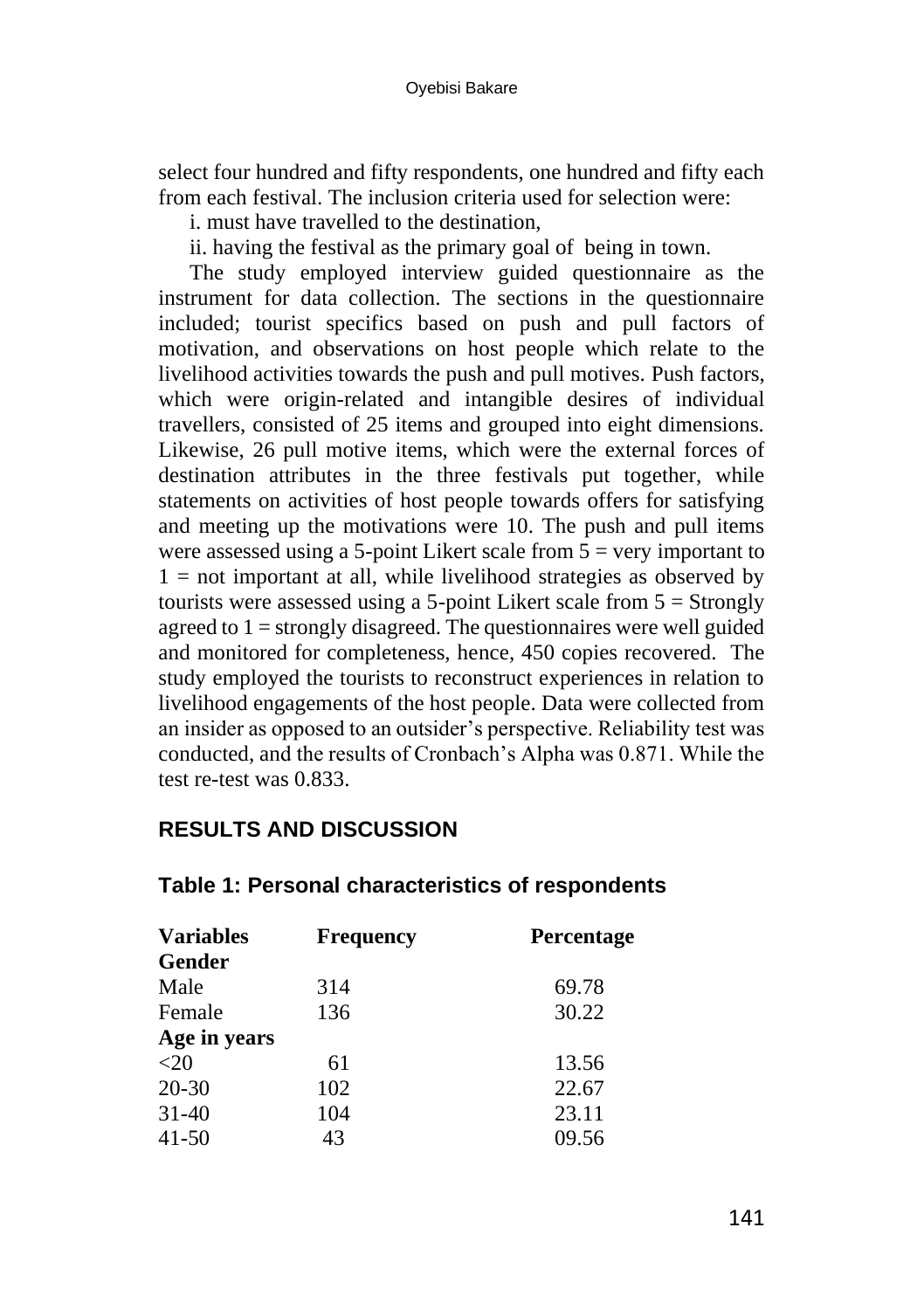select four hundred and fifty respondents, one hundred and fifty each from each festival. The inclusion criteria used for selection were:

i. must have travelled to the destination,

ii. having the festival as the primary goal of being in town.

The study employed interview guided questionnaire as the instrument for data collection. The sections in the questionnaire included; tourist specifics based on push and pull factors of motivation, and observations on host people which relate to the livelihood activities towards the push and pull motives. Push factors, which were origin-related and intangible desires of individual travellers, consisted of 25 items and grouped into eight dimensions. Likewise, 26 pull motive items, which were the external forces of destination attributes in the three festivals put together, while statements on activities of host people towards offers for satisfying and meeting up the motivations were 10. The push and pull items were assessed using a 5-point Likert scale from 5 = very important to 1 = not important at all, while livelihood strategies as observed by tourists were assessed using a 5-point Likert scale from 5 = Strongly agreed to 1 = strongly disagreed. The questionnaires were well guided and monitored for completeness, hence, 450 copies recovered. The study employed the tourists to reconstruct experiences in relation to livelihood engagements of the host people. Data were collected from an insider as opposed to an outsider's perspective. Reliability test was conducted, and the results of Cronbach's Alpha was 0.871. While the test re-test was 0.833.

## RESULTS AND DISCUSSION

### Table 1: Personal characteristics of respondents

| Variables | Frequency | Percentage |
|---|---|---|
| **Gender** | | |
| Male | 314 | 69.78 |
| Female | 136 | 30.22 |
| **Age in years** | | |
| <20 | 61 | 13.56 |
| 20-30 | 102 | 22.67 |
| 31-40 | 104 | 23.11 |
| 41-50 | 43 | 09.56 |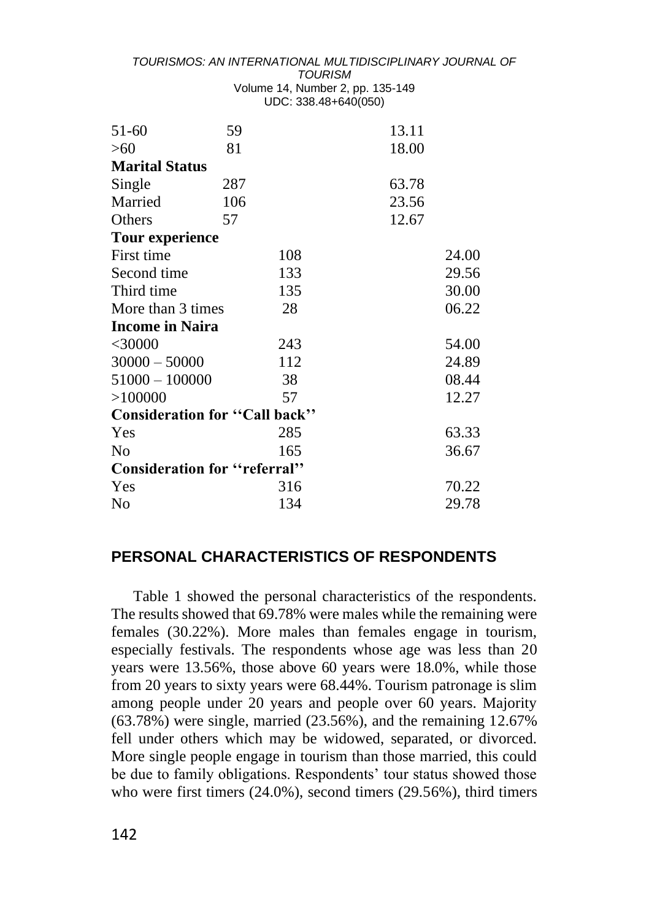| | | |
|---|---|---|
| 51-60 | 59 | 13.11 |
| >60 | 81 | 18.00 |
| **Marital Status** | | |
| Single | 287 | 63.78 |
| Married | 106 | 23.56 |
| Others | 57 | 12.67 |
| **Tour experience** | | |
| First time | 108 | 24.00 |
| Second time | 133 | 29.56 |
| Third time | 135 | 30.00 |
| More than 3 times | 28 | 06.22 |
| **Income in Naira** | | |
| <30000 | 243 | 54.00 |
| 30000 – 50000 | 112 | 24.89 |
| 51000 – 100000 | 38 | 08.44 |
| >100000 | 57 | 12.27 |
| **Consideration for ''Call back''** | | |
| Yes | 285 | 63.33 |
| No | 165 | 36.67 |
| **Consideration for ''referral''** | | |
| Yes | 316 | 70.22 |
| No | 134 | 29.78 |

## PERSONAL CHARACTERISTICS OF RESPONDENTS

Table 1 showed the personal characteristics of the respondents. The results showed that 69.78% were males while the remaining were females (30.22%). More males than females engage in tourism, especially festivals. The respondents whose age was less than 20 years were 13.56%, those above 60 years were 18.0%, while those from 20 years to sixty years were 68.44%. Tourism patronage is slim among people under 20 years and people over 60 years. Majority (63.78%) were single, married (23.56%), and the remaining 12.67% fell under others which may be widowed, separated, or divorced. More single people engage in tourism than those married, this could be due to family obligations. Respondents' tour status showed those who were first timers (24.0%), second timers (29.56%), third timers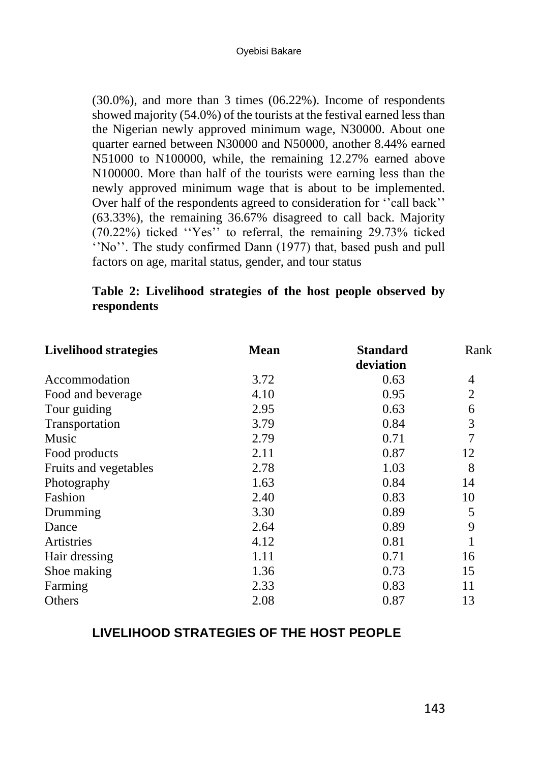(30.0%), and more than 3 times (06.22%). Income of respondents showed majority (54.0%) of the tourists at the festival earned less than the Nigerian newly approved minimum wage, N30000. About one quarter earned between N30000 and N50000, another 8.44% earned N51000 to N100000, while, the remaining 12.27% earned above N100000. More than half of the tourists were earning less than the newly approved minimum wage that is about to be implemented. Over half of the respondents agreed to consideration for ''call back'' (63.33%), the remaining 36.67% disagreed to call back. Majority (70.22%) ticked ''Yes'' to referral, the remaining 29.73% ticked ''No''. The study confirmed Dann (1977) that, based push and pull factors on age, marital status, gender, and tour status

**Table 2: Livelihood strategies of the host people observed by respondents**

| Livelihood strategies | Mean | Standard deviation | Rank |
|---|---|---|---|
| Accommodation | 3.72 | 0.63 | 4 |
| Food and beverage | 4.10 | 0.95 | 2 |
| Tour guiding | 2.95 | 0.63 | 6 |
| Transportation | 3.79 | 0.84 | 3 |
| Music | 2.79 | 0.71 | 7 |
| Food products | 2.11 | 0.87 | 12 |
| Fruits and vegetables | 2.78 | 1.03 | 8 |
| Photography | 1.63 | 0.84 | 14 |
| Fashion | 2.40 | 0.83 | 10 |
| Drumming | 3.30 | 0.89 | 5 |
| Dance | 2.64 | 0.89 | 9 |
| Artistries | 4.12 | 0.81 | 1 |
| Hair dressing | 1.11 | 0.71 | 16 |
| Shoe making | 1.36 | 0.73 | 15 |
| Farming | 2.33 | 0.83 | 11 |
| Others | 2.08 | 0.87 | 13 |

## LIVELIHOOD STRATEGIES OF THE HOST PEOPLE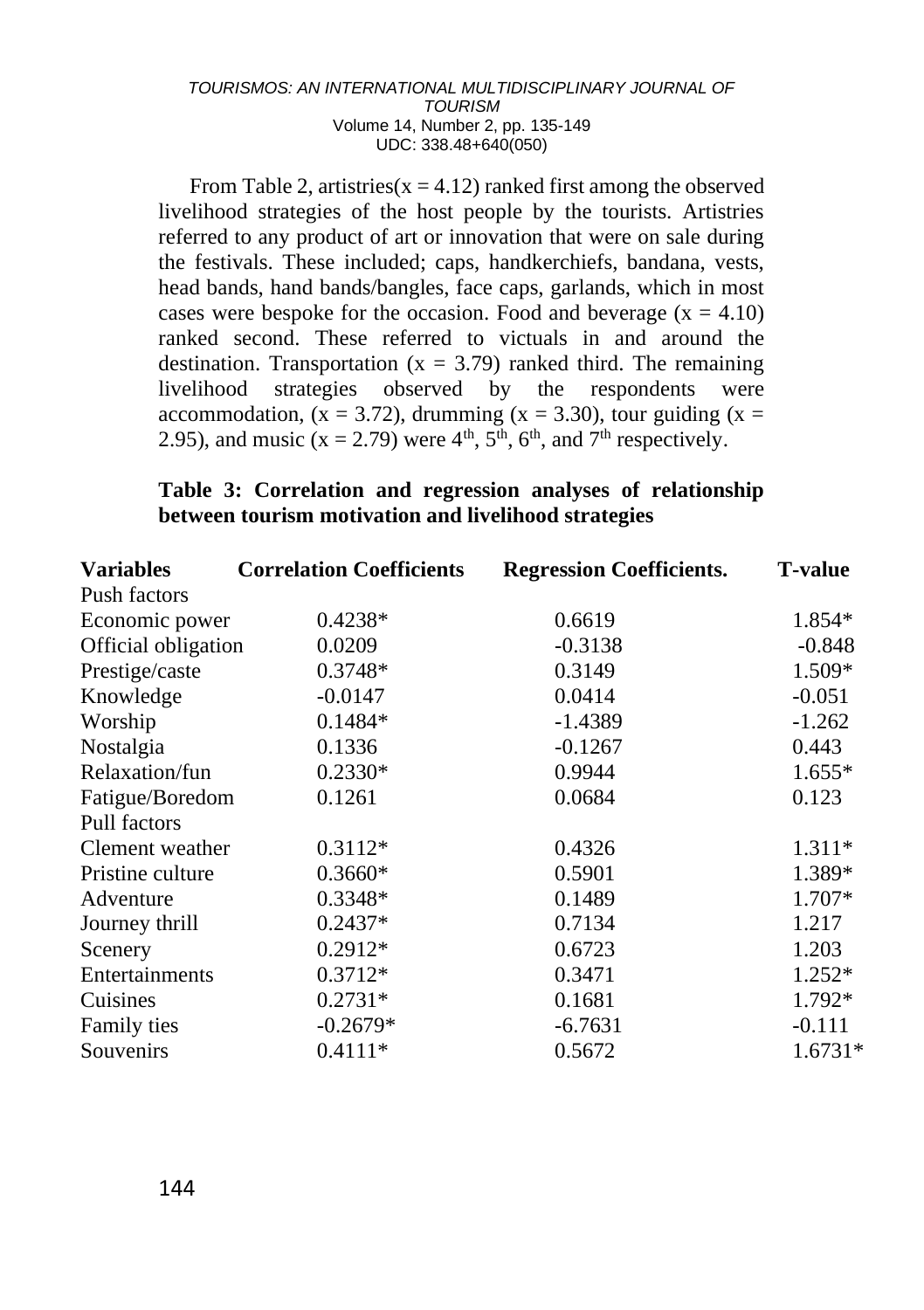From Table 2, artistries($x = 4.12$) ranked first among the observed livelihood strategies of the host people by the tourists. Artistries referred to any product of art or innovation that were on sale during the festivals. These included; caps, handkerchiefs, bandana, vests, head bands, hand bands/bangles, face caps, garlands, which in most cases were bespoke for the occasion. Food and beverage ($x = 4.10$) ranked second. These referred to victuals in and around the destination. Transportation ($x = 3.79$) ranked third. The remaining livelihood strategies observed by the respondents were accommodation, ($x = 3.72$), drumming ($x = 3.30$), tour guiding ($x = 2.95$), and music ($x = 2.79$) were 4th, 5th, 6th, and 7th respectively.

**Table 3: Correlation and regression analyses of relationship between tourism motivation and livelihood strategies**

| Variables | Correlation Coefficients | Regression Coefficients. | T-value |
|---|---|---|---|
| Push factors | | | |
| Economic power | 0.4238* | 0.6619 | 1.854* |
| Official obligation | 0.0209 | -0.3138 | -0.848 |
| Prestige/caste | 0.3748* | 0.3149 | 1.509* |
| Knowledge | -0.0147 | 0.0414 | -0.051 |
| Worship | 0.1484* | -1.4389 | -1.262 |
| Nostalgia | 0.1336 | -0.1267 | 0.443 |
| Relaxation/fun | 0.2330* | 0.9944 | 1.655* |
| Fatigue/Boredom | 0.1261 | 0.0684 | 0.123 |
| Pull factors | | | |
| Clement weather | 0.3112* | 0.4326 | 1.311* |
| Pristine culture | 0.3660* | 0.5901 | 1.389* |
| Adventure | 0.3348* | 0.1489 | 1.707* |
| Journey thrill | 0.2437* | 0.7134 | 1.217 |
| Scenery | 0.2912* | 0.6723 | 1.203 |
| Entertainments | 0.3712* | 0.3471 | 1.252* |
| Cuisines | 0.2731* | 0.1681 | 1.792* |
| Family ties | -0.2679* | -6.7631 | -0.111 |
| Souvenirs | 0.4111* | 0.5672 | 1.6731* |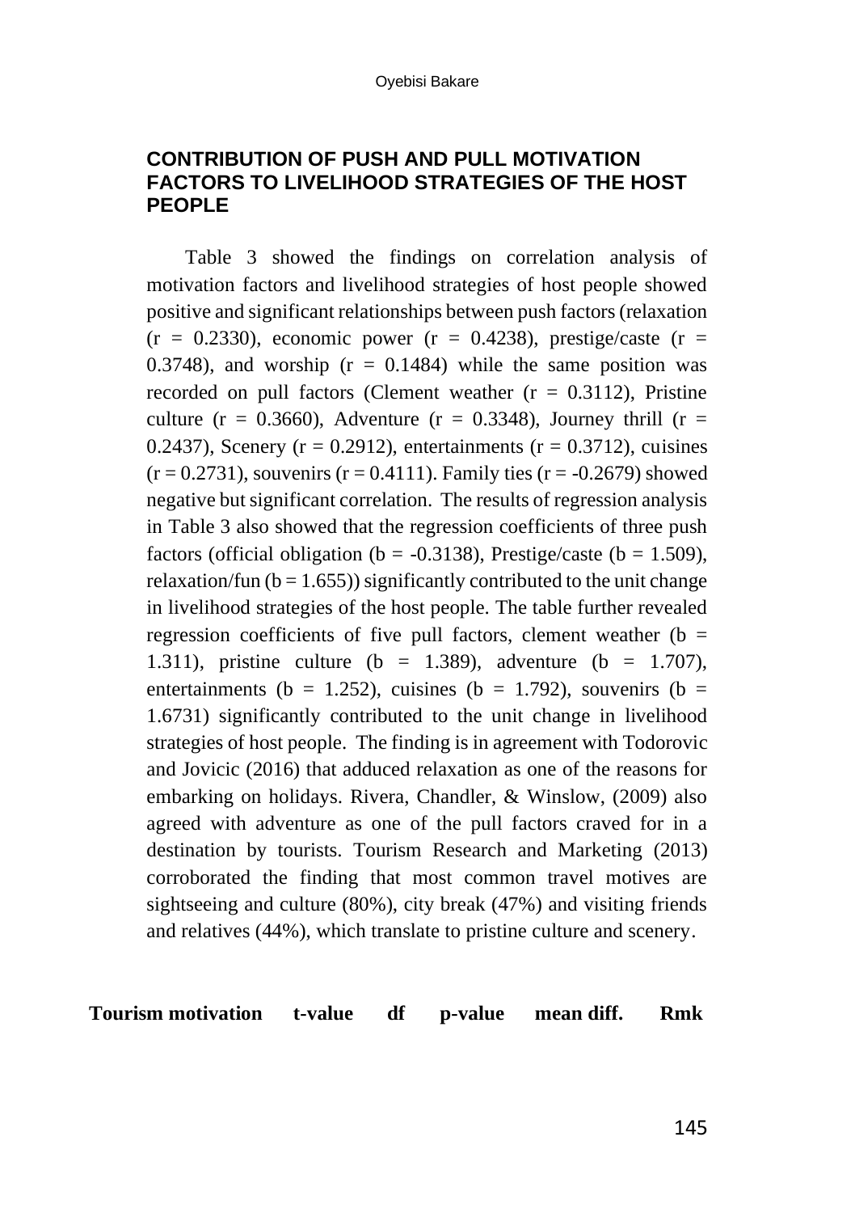## CONTRIBUTION OF PUSH AND PULL MOTIVATION FACTORS TO LIVELIHOOD STRATEGIES OF THE HOST PEOPLE

Table 3 showed the findings on correlation analysis of motivation factors and livelihood strategies of host people showed positive and significant relationships between push factors (relaxation ($r = 0.2330$), economic power ($r = 0.4238$), prestige/caste ($r = 0.3748$), and worship ($r = 0.1484$) while the same position was recorded on pull factors (Clement weather ($r = 0.3112$), Pristine culture ($r = 0.3660$), Adventure ($r = 0.3348$), Journey thrill ($r = 0.2437$), Scenery ($r = 0.2912$), entertainments ($r = 0.3712$), cuisines ($r = 0.2731$), souvenirs ($r = 0.4111$). Family ties ($r = -0.2679$) showed negative but significant correlation. The results of regression analysis in Table 3 also showed that the regression coefficients of three push factors (official obligation ($b = -0.3138$), Prestige/caste ($b = 1.509$), relaxation/fun ($b = 1.655$)) significantly contributed to the unit change in livelihood strategies of the host people. The table further revealed regression coefficients of five pull factors, clement weather ($b = 1.311$), pristine culture ($b = 1.389$), adventure ($b = 1.707$), entertainments ($b = 1.252$), cuisines ($b = 1.792$), souvenirs ($b = 1.6731$) significantly contributed to the unit change in livelihood strategies of host people. The finding is in agreement with Todorovic and Jovicic (2016) that adduced relaxation as one of the reasons for embarking on holidays. Rivera, Chandler, & Winslow, (2009) also agreed with adventure as one of the pull factors craved for in a destination by tourists. Tourism Research and Marketing (2013) corroborated the finding that most common travel motives are sightseeing and culture (80%), city break (47%) and visiting friends and relatives (44%), which translate to pristine culture and scenery.

| Tourism motivation | t-value | df | p-value | mean diff. | Rmk |
|---|---|---|---|---|---|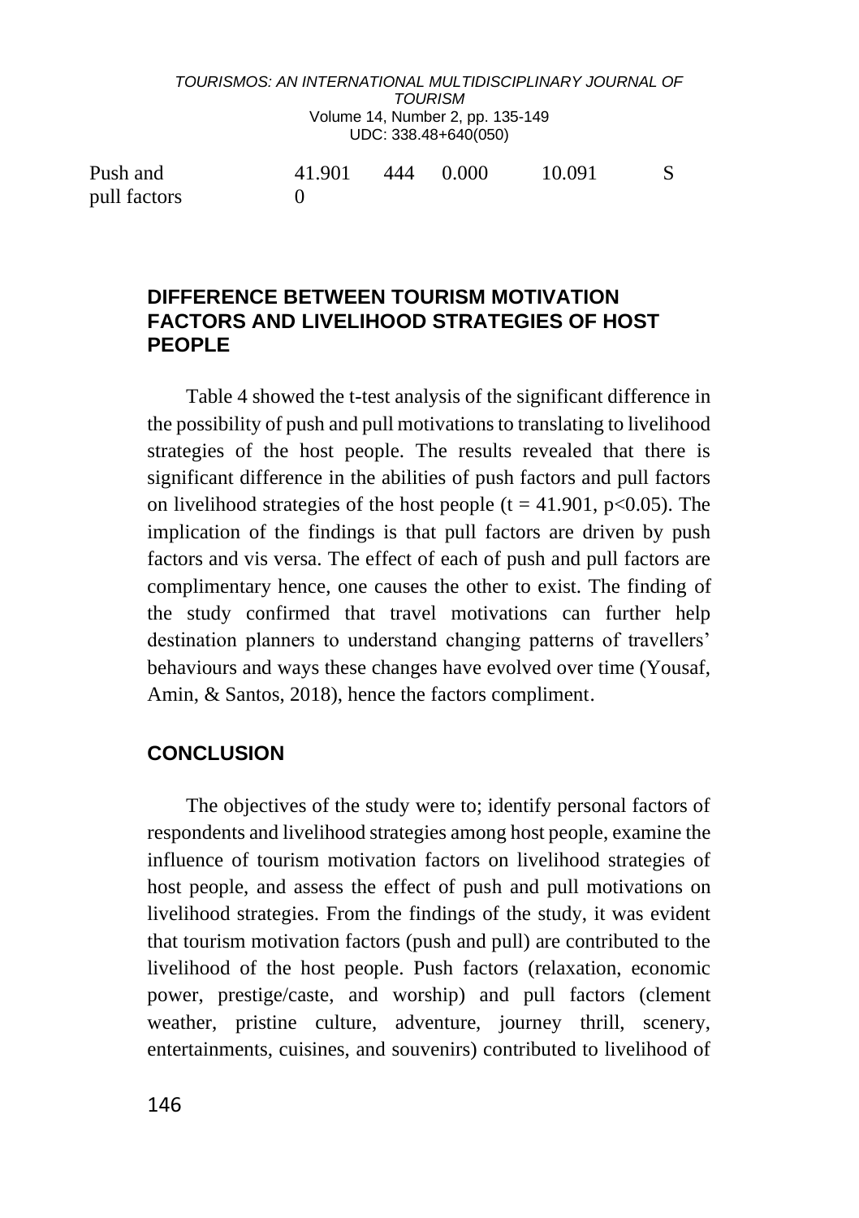| Push and pull factors | 41.901 0 | 444 | 0.000 | 10.091 | S |
|---|---|---|---|---|---|

## DIFFERENCE BETWEEN TOURISM MOTIVATION FACTORS AND LIVELIHOOD STRATEGIES OF HOST PEOPLE

Table 4 showed the t-test analysis of the significant difference in the possibility of push and pull motivations to translating to livelihood strategies of the host people. The results revealed that there is significant difference in the abilities of push factors and pull factors on livelihood strategies of the host people ($t = 41.901$, $p<0.05$). The implication of the findings is that pull factors are driven by push factors and vis versa. The effect of each of push and pull factors are complimentary hence, one causes the other to exist. The finding of the study confirmed that travel motivations can further help destination planners to understand changing patterns of travellers' behaviours and ways these changes have evolved over time (Yousaf, Amin, & Santos, 2018), hence the factors compliment.

## CONCLUSION

The objectives of the study were to; identify personal factors of respondents and livelihood strategies among host people, examine the influence of tourism motivation factors on livelihood strategies of host people, and assess the effect of push and pull motivations on livelihood strategies. From the findings of the study, it was evident that tourism motivation factors (push and pull) are contributed to the livelihood of the host people. Push factors (relaxation, economic power, prestige/caste, and worship) and pull factors (clement weather, pristine culture, adventure, journey thrill, scenery, entertainments, cuisines, and souvenirs) contributed to livelihood of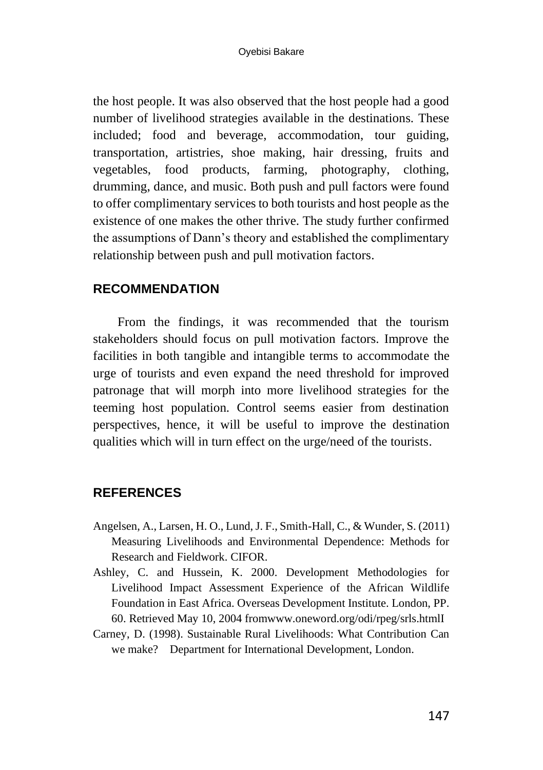the host people. It was also observed that the host people had a good number of livelihood strategies available in the destinations. These included; food and beverage, accommodation, tour guiding, transportation, artistries, shoe making, hair dressing, fruits and vegetables, food products, farming, photography, clothing, drumming, dance, and music. Both push and pull factors were found to offer complimentary services to both tourists and host people as the existence of one makes the other thrive. The study further confirmed the assumptions of Dann's theory and established the complimentary relationship between push and pull motivation factors.

## RECOMMENDATION

From the findings, it was recommended that the tourism stakeholders should focus on pull motivation factors. Improve the facilities in both tangible and intangible terms to accommodate the urge of tourists and even expand the need threshold for improved patronage that will morph into more livelihood strategies for the teeming host population. Control seems easier from destination perspectives, hence, it will be useful to improve the destination qualities which will in turn effect on the urge/need of the tourists.

## REFERENCES

Angelsen, A., Larsen, H. O., Lund, J. F., Smith-Hall, C., & Wunder, S. (2011) Measuring Livelihoods and Environmental Dependence: Methods for Research and Fieldwork. CIFOR.

Ashley, C. and Hussein, K. 2000. Development Methodologies for Livelihood Impact Assessment Experience of the African Wildlife Foundation in East Africa. Overseas Development Institute. London, PP. 60. Retrieved May 10, 2004 fromwww.oneword.org/odi/rpeg/srls.htmlI

Carney, D. (1998). Sustainable Rural Livelihoods: What Contribution Can we make? Department for International Development, London.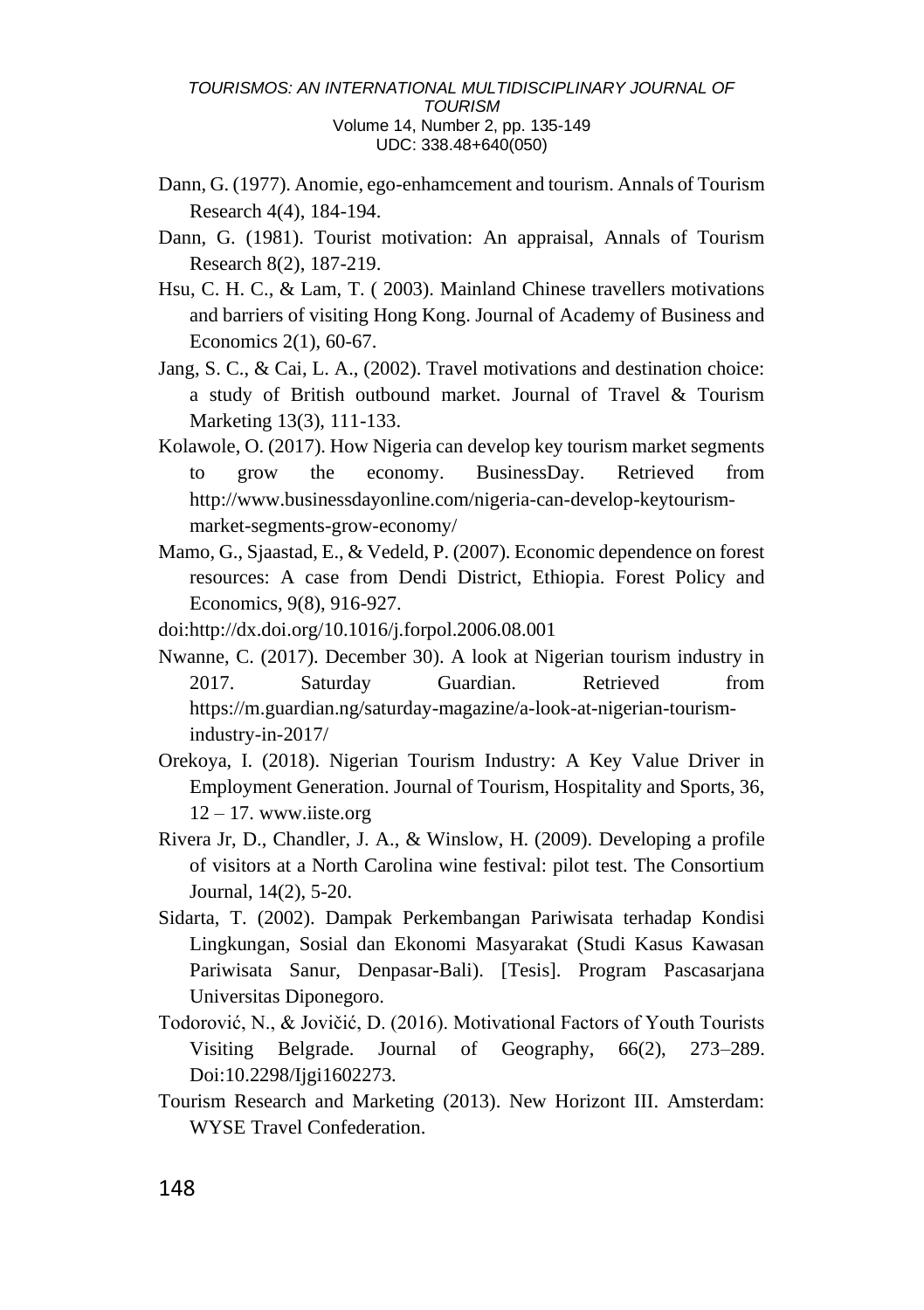Dann, G. (1977). Anomie, ego-enhamcement and tourism. Annals of Tourism Research 4(4), 184-194.

Dann, G. (1981). Tourist motivation: An appraisal, Annals of Tourism Research 8(2), 187-219.

Hsu, C. H. C., & Lam, T. ( 2003). Mainland Chinese travellers motivations and barriers of visiting Hong Kong. Journal of Academy of Business and Economics 2(1), 60-67.

Jang, S. C., & Cai, L. A., (2002). Travel motivations and destination choice: a study of British outbound market. Journal of Travel & Tourism Marketing 13(3), 111-133.

Kolawole, O. (2017). How Nigeria can develop key tourism market segments to grow the economy. BusinessDay. Retrieved from http://www.businessdayonline.com/nigeria-can-develop-keytourism-market-segments-grow-economy/

Mamo, G., Sjaastad, E., & Vedeld, P. (2007). Economic dependence on forest resources: A case from Dendi District, Ethiopia. Forest Policy and Economics, 9(8), 916-927.

doi:http://dx.doi.org/10.1016/j.forpol.2006.08.001

Nwanne, C. (2017). December 30). A look at Nigerian tourism industry in 2017. Saturday Guardian. Retrieved from https://m.guardian.ng/saturday-magazine/a-look-at-nigerian-tourism-industry-in-2017/

Orekoya, I. (2018). Nigerian Tourism Industry: A Key Value Driver in Employment Generation. Journal of Tourism, Hospitality and Sports, 36, 12 – 17. www.iiste.org

Rivera Jr, D., Chandler, J. A., & Winslow, H. (2009). Developing a profile of visitors at a North Carolina wine festival: pilot test. The Consortium Journal, 14(2), 5-20.

Sidarta, T. (2002). Dampak Perkembangan Pariwisata terhadap Kondisi Lingkungan, Sosial dan Ekonomi Masyarakat (Studi Kasus Kawasan Pariwisata Sanur, Denpasar-Bali). [Tesis]. Program Pascasarjana Universitas Diponegoro.

Todorović, N., & Jovičić, D. (2016). Motivational Factors of Youth Tourists Visiting Belgrade. Journal of Geography, 66(2), 273–289. Doi:10.2298/Ijgi1602273.

Tourism Research and Marketing (2013). New Horizont III. Amsterdam: WYSE Travel Confederation.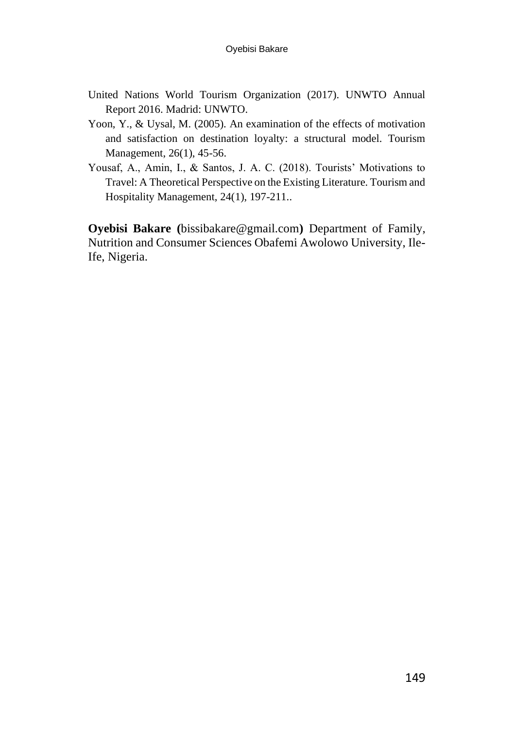United Nations World Tourism Organization (2017). UNWTO Annual Report 2016. Madrid: UNWTO.

Yoon, Y., & Uysal, M. (2005). An examination of the effects of motivation and satisfaction on destination loyalty: a structural model. Tourism Management, 26(1), 45-56.

Yousaf, A., Amin, I., & Santos, J. A. C. (2018). Tourists' Motivations to Travel: A Theoretical Perspective on the Existing Literature. Tourism and Hospitality Management, 24(1), 197-211..

**Oyebisi Bakare (**bissibakare@gmail.com**)** Department of Family, Nutrition and Consumer Sciences Obafemi Awolowo University, Ile-Ife, Nigeria.